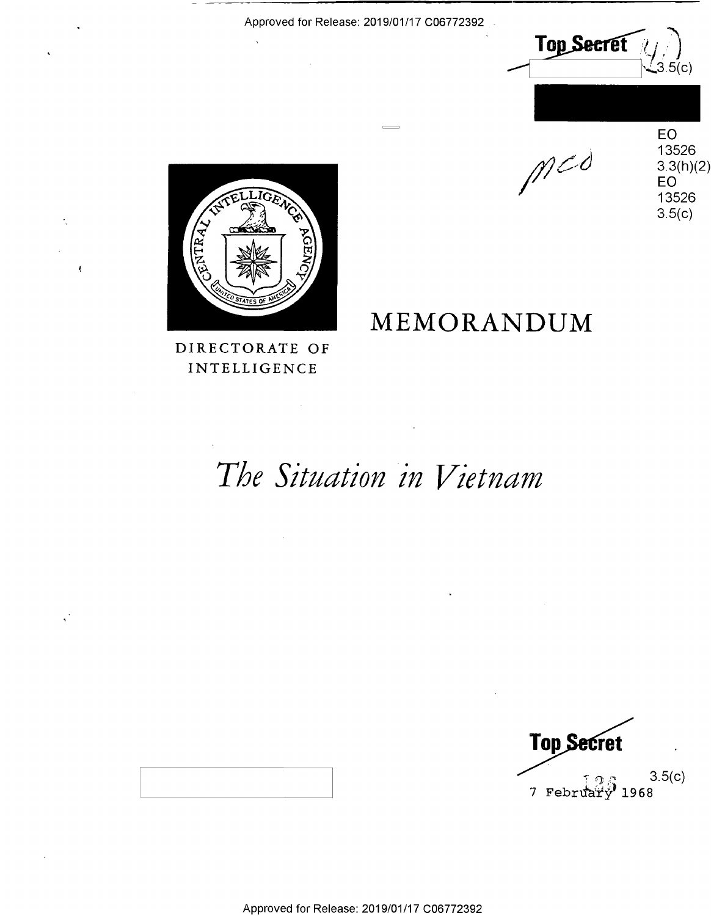Approved for Release: 2019/01/17 C06772392

**Top Secret**

3.5(c)

EO 13526 3.3(h)(2)
EO 13526 3.5(c)

DIRECTORATE OF INTELLIGENCE

# MEMORANDUM

# *The Situation in Vietnam*

**Top Secret**

3.5(c)

7 February 1968

Approved for Release: 2019/01/17 C06772392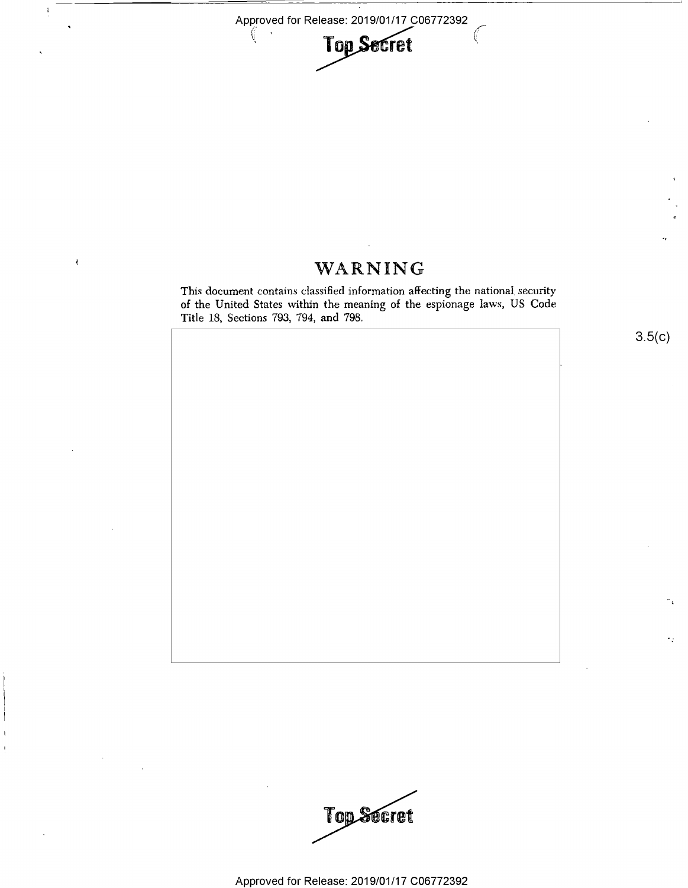# WARNING

This document contains classified information affecting the national security of the United States within the meaning of the espionage laws, US Code Title 18, Sections 793, 794, and 798.

3.5(c)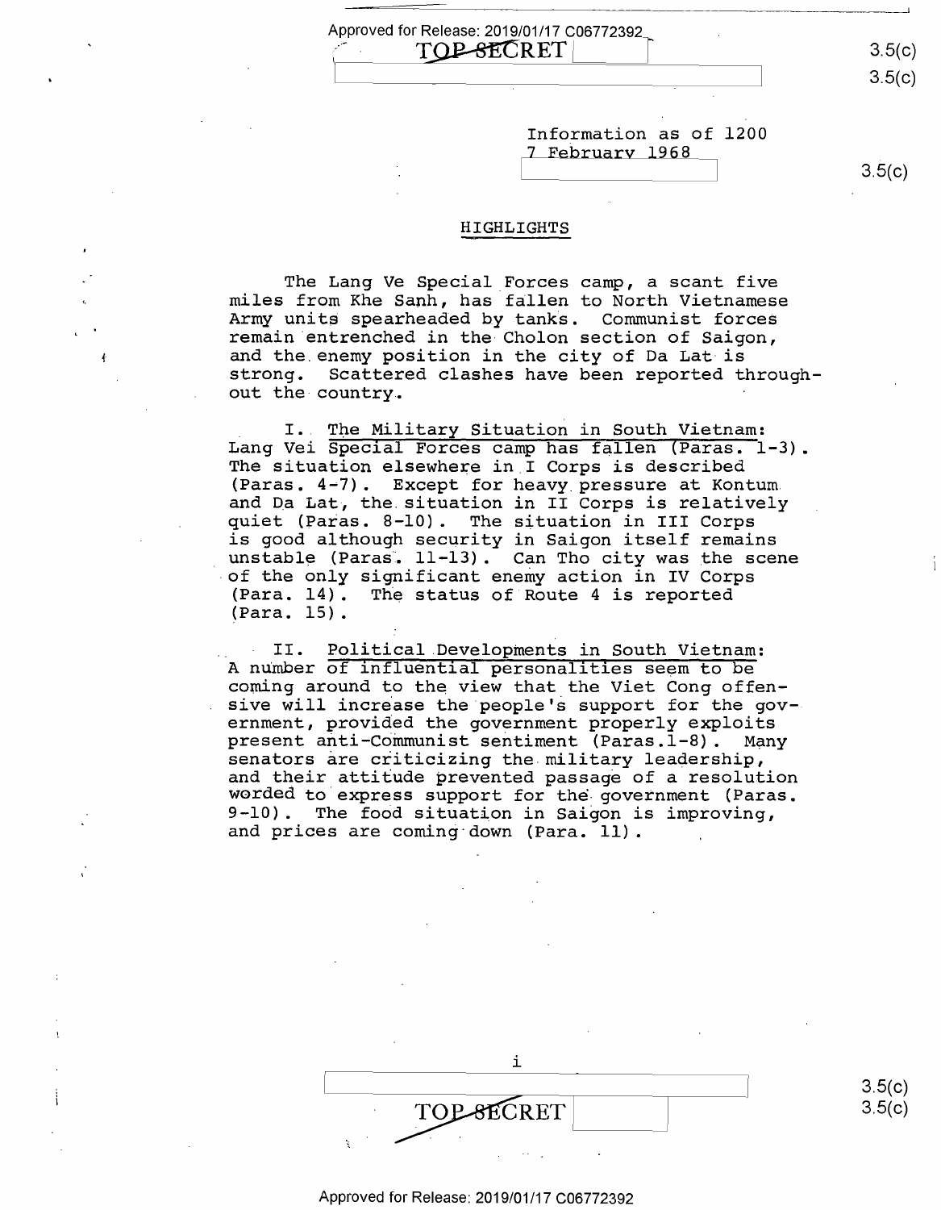Information as of 1200
7 February 1968

## HIGHLIGHTS

The Lang Ve Special Forces camp, a scant five miles from Khe Sanh, has fallen to North Vietnamese Army units spearheaded by tanks. Communist forces remain entrenched in the Cholon section of Saigon, and the enemy position in the city of Da Lat is strong. Scattered clashes have been reported throughout the country.

I. <u>The Military Situation in South Vietnam</u>: Lang Vei Special Forces camp has fallen (Paras. 1-3). The situation elsewhere in I Corps is described (Paras. 4-7). Except for heavy pressure at Kontum and Da Lat, the situation in II Corps is relatively quiet (Paras. 8-10). The situation in III Corps is good although security in Saigon itself remains unstable (Paras. 11-13). Can Tho city was the scene of the only significant enemy action in IV Corps (Para. 14). The status of Route 4 is reported (Para. 15).

II. <u>Political Developments in South Vietnam</u>: A number of influential personalities seem to be coming around to the view that the Viet Cong offensive will increase the people's support for the government, provided the government properly exploits present anti-Communist sentiment (Paras.1-8). Many senators are criticizing the military leadership, and their attitude prevented passage of a resolution worded to express support for the government (Paras. 9-10). The food situation in Saigon is improving, and prices are coming down (Para. 11).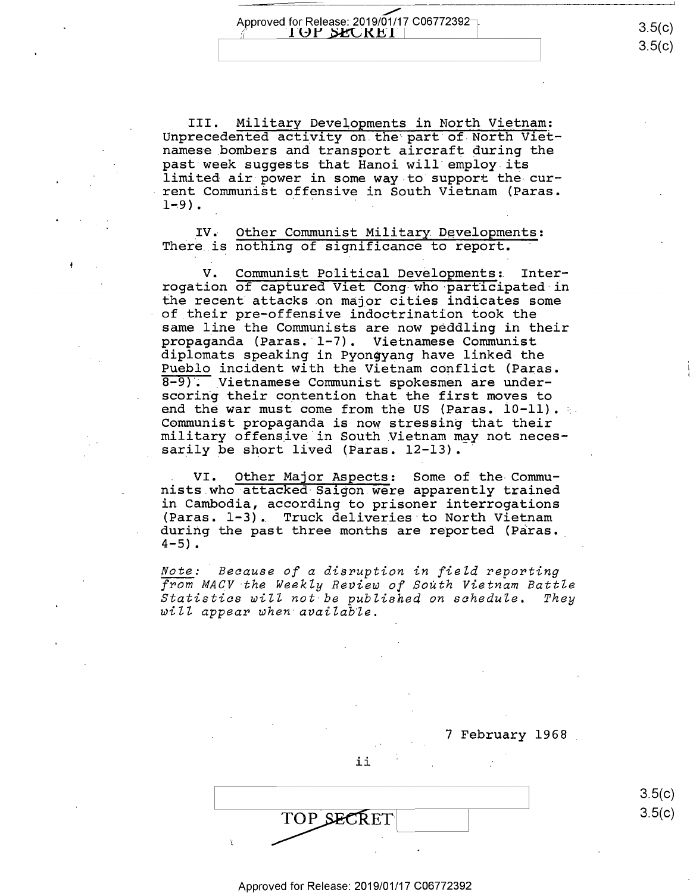III. Military Developments in North Vietnam: Unprecedented activity on the part of North Vietnamese bombers and transport aircraft during the past week suggests that Hanoi will employ its limited air power in some way to support the current Communist offensive in South Vietnam (Paras. 1-9).

IV. Other Communist Military Developments: There is nothing of significance to report.

V. Communist Political Developments: Interrogation of captured Viet Cong who participated in the recent attacks on major cities indicates some of their pre-offensive indoctrination took the same line the Communists are now peddling in their propaganda (Paras. 1-7). Vietnamese Communist diplomats speaking in Pyongyang have linked the Pueblo incident with the Vietnam conflict (Paras. 8-9). Vietnamese Communist spokesmen are underscoring their contention that the first moves to end the war must come from the US (Paras. 10-11). Communist propaganda is now stressing that their military offensive in South Vietnam may not necessarily be short lived (Paras. 12-13).

VI. Other Major Aspects: Some of the Communists who attacked Saigon were apparently trained in Cambodia, according to prisoner interrogations (Paras. 1-3). Truck deliveries to North Vietnam during the past three months are reported (Paras. 4-5).

*Note: Because of a disruption in field reporting from MACV the Weekly Review of South Vietnam Battle Statistics will not be published on schedule. They will appear when available.*

7 February 1968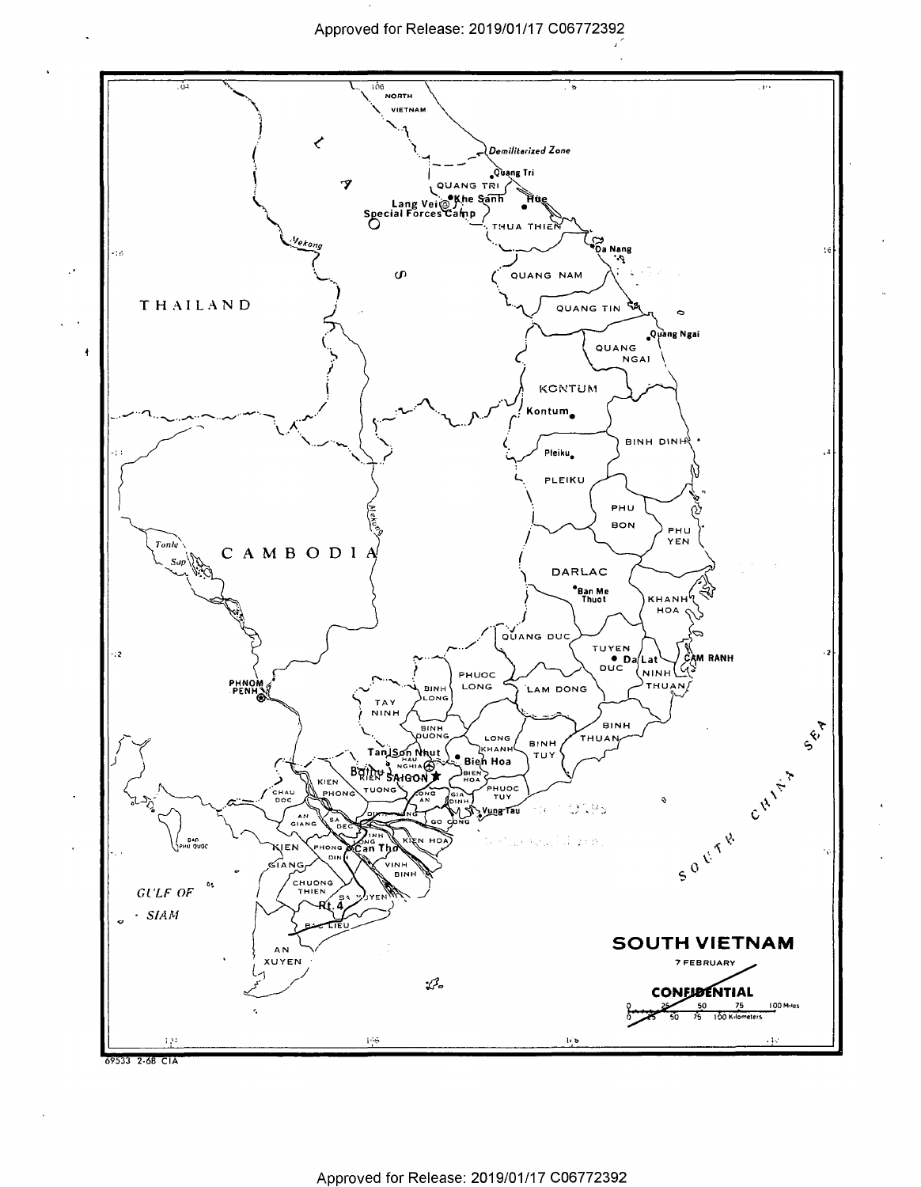**SOUTH VIETNAM**

7 FEBRUARY

CONFIDENTIAL

69533 2-68 CIA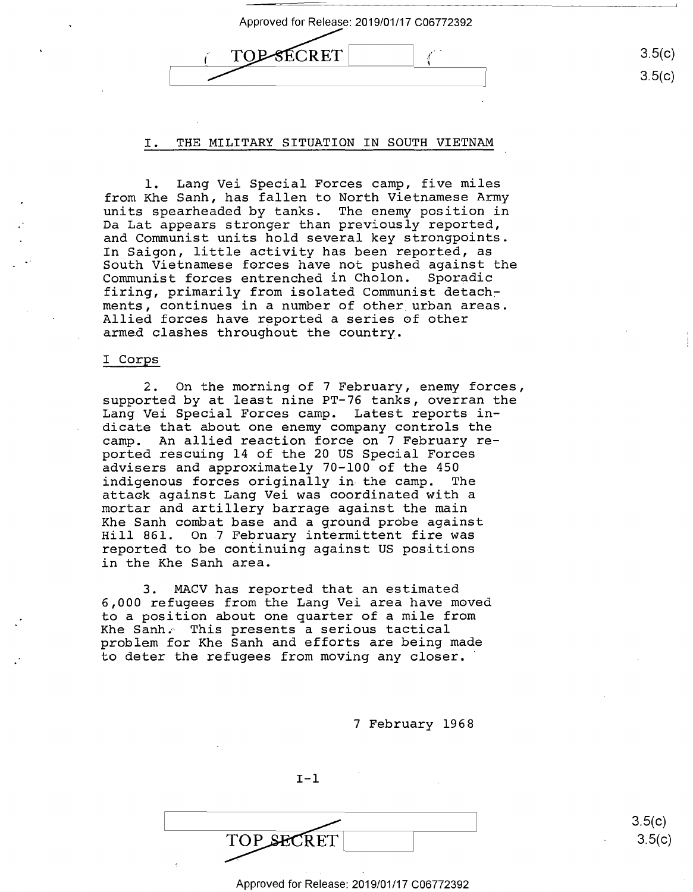## I. THE MILITARY SITUATION IN SOUTH VIETNAM

1. Lang Vei Special Forces camp, five miles from Khe Sanh, has fallen to North Vietnamese Army units spearheaded by tanks. The enemy position in Da Lat appears stronger than previously reported, and Communist units hold several key strongpoints. In Saigon, little activity has been reported, as South Vietnamese forces have not pushed against the Communist forces entrenched in Cholon. Sporadic firing, primarily from isolated Communist detachments, continues in a number of other urban areas. Allied forces have reported a series of other armed clashes throughout the country.

### I Corps

2. On the morning of 7 February, enemy forces, supported by at least nine PT-76 tanks, overran the Lang Vei Special Forces camp. Latest reports indicate that about one enemy company controls the camp. An allied reaction force on 7 February reported rescuing 14 of the 20 US Special Forces advisers and approximately 70-100 of the 450 indigenous forces originally in the camp. The attack against Lang Vei was coordinated with a mortar and artillery barrage against the main Khe Sanh combat base and a ground probe against Hill 861. On 7 February intermittent fire was reported to be continuing against US positions in the Khe Sanh area.

3. MACV has reported that an estimated 6,000 refugees from the Lang Vei area have moved to a position about one quarter of a mile from Khe Sanh. This presents a serious tactical problem for Khe Sanh and efforts are being made to deter the refugees from moving any closer.

7 February 1968

I-1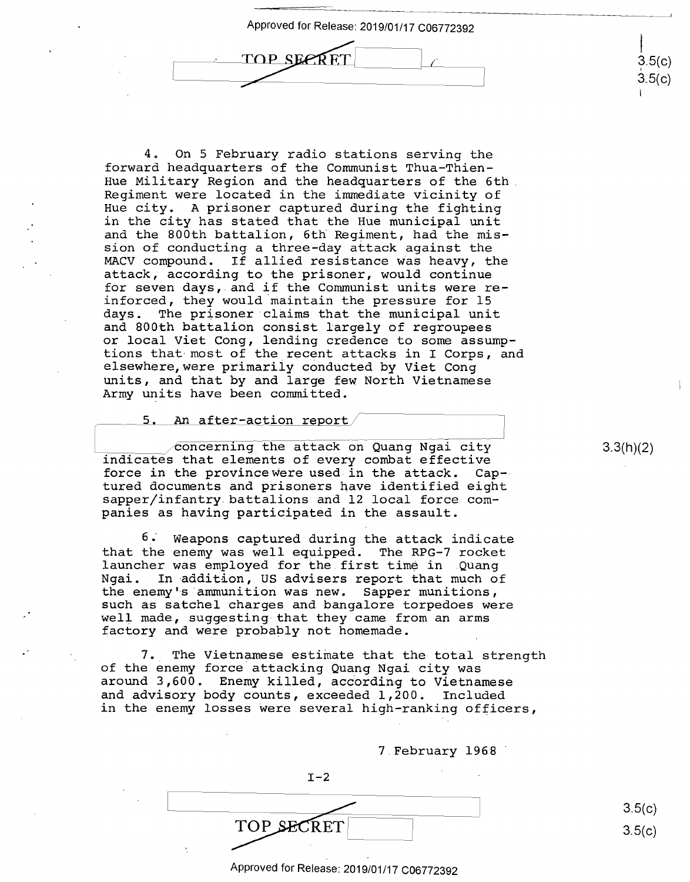4. On 5 February radio stations serving the forward headquarters of the Communist Thua-Thien-Hue Military Region and the headquarters of the 6th Regiment were located in the immediate vicinity of Hue city. A prisoner captured during the fighting in the city has stated that the Hue municipal unit and the 800th battalion, 6th Regiment, had the mission of conducting a three-day attack against the MACV compound. If allied resistance was heavy, the attack, according to the prisoner, would continue for seven days, and if the Communist units were reinforced, they would maintain the pressure for 15 days. The prisoner claims that the municipal unit and 800th battalion consist largely of regroupees or local Viet Cong, lending credence to some assumptions that most of the recent attacks in I Corps, and elsewhere, were primarily conducted by Viet Cong units, and that by and large few North Vietnamese Army units have been committed.

5. An after-action report concerning the attack on Quang Ngai city indicates that elements of every combat effective force in the province were used in the attack. Captured documents and prisoners have identified eight sapper/infantry battalions and 12 local force companies as having participated in the assault.

6. Weapons captured during the attack indicate that the enemy was well equipped. The RPG-7 rocket launcher was employed for the first time in Quang Ngai. In addition, US advisers report that much of the enemy's ammunition was new. Sapper munitions, such as satchel charges and bangalore torpedoes were well made, suggesting that they came from an arms factory and were probably not homemade.

7. The Vietnamese estimate that the total strength of the enemy force attacking Quang Ngai city was around 3,600. Enemy killed, according to Vietnamese and advisory body counts, exceeded 1,200. Included in the enemy losses were several high-ranking officers,

7 February 1968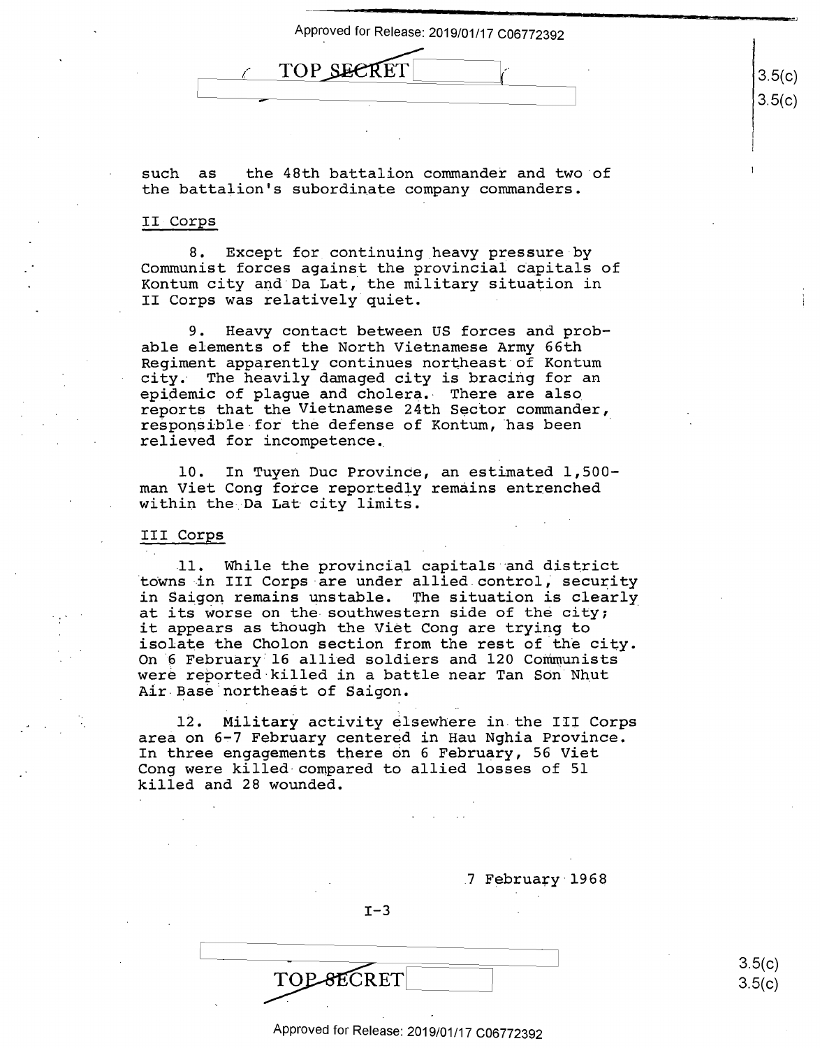such as the 48th battalion commander and two of the battalion's subordinate company commanders.

II Corps

8. Except for continuing heavy pressure by Communist forces against the provincial capitals of Kontum city and Da Lat, the military situation in II Corps was relatively quiet.

9. Heavy contact between US forces and probable elements of the North Vietnamese Army 66th Regiment apparently continues northeast of Kontum city. The heavily damaged city is bracing for an epidemic of plague and cholera. There are also reports that the Vietnamese 24th Sector commander, responsible for the defense of Kontum, has been relieved for incompetence.

10. In Tuyen Duc Province, an estimated 1,500-man Viet Cong force reportedly remains entrenched within the Da Lat city limits.

III Corps

11. While the provincial capitals and district towns in III Corps are under allied control, security in Saigon remains unstable. The situation is clearly at its worse on the southwestern side of the city; it appears as though the Viet Cong are trying to isolate the Cholon section from the rest of the city. On 6 February 16 allied soldiers and 120 Communists were reported killed in a battle near Tan Son Nhut Air Base northeast of Saigon.

12. Military activity elsewhere in the III Corps area on 6-7 February centered in Hau Nghia Province. In three engagements there on 6 February, 56 Viet Cong were killed compared to allied losses of 51 killed and 28 wounded.

7 February 1968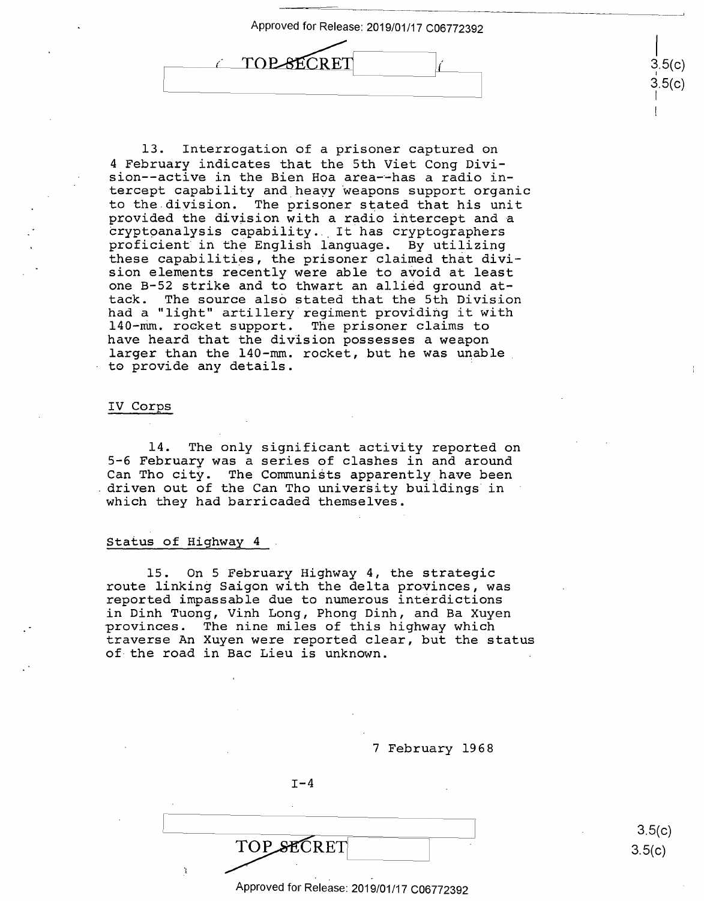13. Interrogation of a prisoner captured on 4 February indicates that the 5th Viet Cong Division--active in the Bien Hoa area--has a radio intercept capability and heavy weapons support organic to the division. The prisoner stated that his unit provided the division with a radio intercept and a cryptoanalysis capability. It has cryptographers proficient in the English language. By utilizing these capabilities, the prisoner claimed that division elements recently were able to avoid at least one B-52 strike and to thwart an allied ground attack. The source also stated that the 5th Division had a "light" artillery regiment providing it with 140-mm. rocket support. The prisoner claims to have heard that the division possesses a weapon larger than the 140-mm. rocket, but he was unable to provide any details.

## IV Corps

14. The only significant activity reported on 5-6 February was a series of clashes in and around Can Tho city. The Communists apparently have been driven out of the Can Tho university buildings in which they had barricaded themselves.

## Status of Highway 4

15. On 5 February Highway 4, the strategic route linking Saigon with the delta provinces, was reported impassable due to numerous interdictions in Dinh Tuong, Vinh Long, Phong Dinh, and Ba Xuyen provinces. The nine miles of this highway which traverse An Xuyen were reported clear, but the status of the road in Bac Lieu is unknown.

7 February 1968

I-4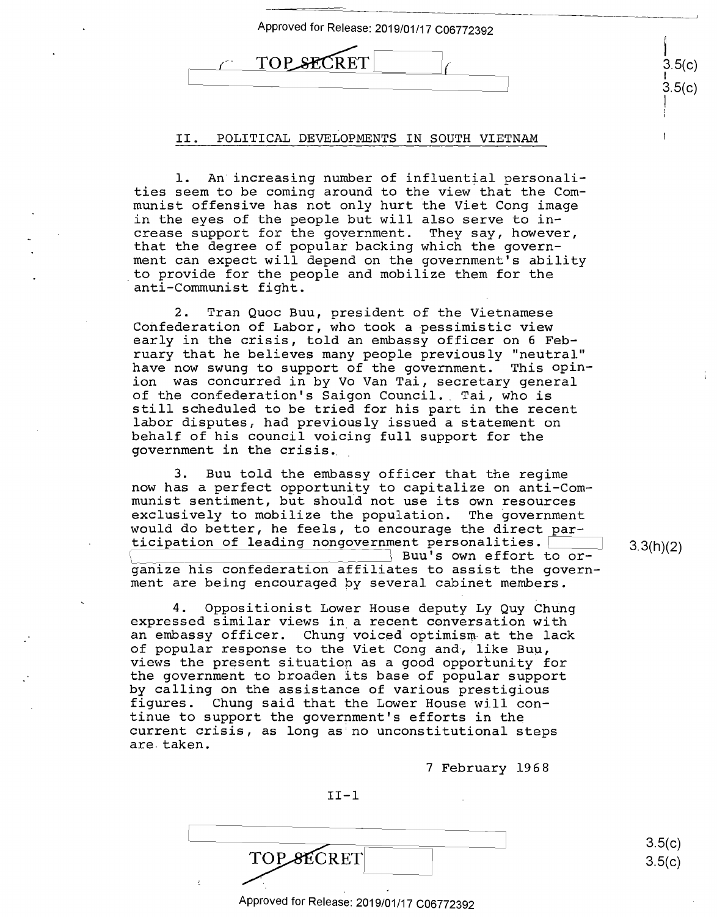## II. POLITICAL DEVELOPMENTS IN SOUTH VIETNAM

1. An increasing number of influential personalities seem to be coming around to the view that the Communist offensive has not only hurt the Viet Cong image in the eyes of the people but will also serve to increase support for the government. They say, however, that the degree of popular backing which the government can expect will depend on the government's ability to provide for the people and mobilize them for the anti-Communist fight.

2. Tran Quoc Buu, president of the Vietnamese Confederation of Labor, who took a pessimistic view early in the crisis, told an embassy officer on 6 February that he believes many people previously "neutral" have now swung to support of the government. This opinion was concurred in by Vo Van Tai, secretary general of the confederation's Saigon Council. Tai, who is still scheduled to be tried for his part in the recent labor disputes, had previously issued a statement on behalf of his council voicing full support for the government in the crisis.

3. Buu told the embassy officer that the regime now has a perfect opportunity to capitalize on anti-Communist sentiment, but should not use its own resources exclusively to mobilize the population. The government would do better, he feels, to encourage the direct participation of leading nongovernment personalities. [redacted] Buu's own effort to organize his confederation affiliates to assist the government are being encouraged by several cabinet members.

4. Oppositionist Lower House deputy Ly Quy Chung expressed similar views in a recent conversation with an embassy officer. Chung voiced optimism at the lack of popular response to the Viet Cong and, like Buu, views the present situation as a good opportunity for the government to broaden its base of popular support by calling on the assistance of various prestigious figures. Chung said that the Lower House will continue to support the government's efforts in the current crisis, as long as no unconstitutional steps are taken.

7 February 1968

II-1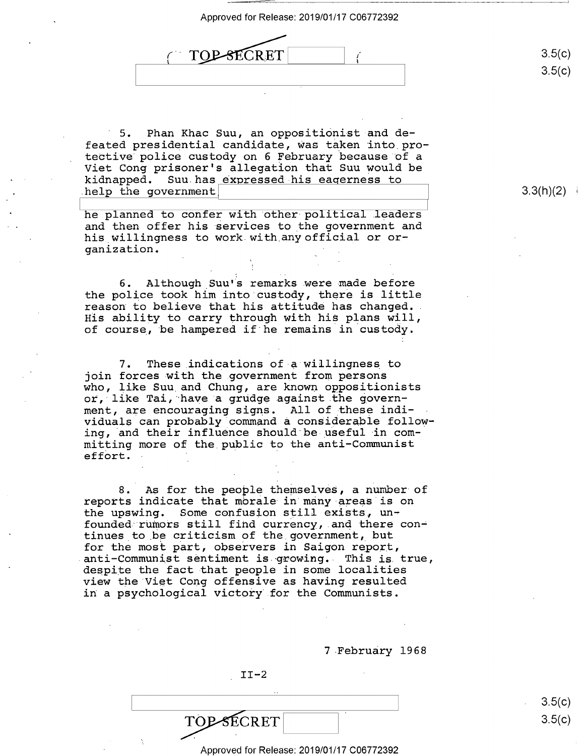5. Phan Khac Suu, an oppositionist and defeated presidential candidate, was taken into protective police custody on 6 February because of a Viet Cong prisoner's allegation that Suu would be kidnapped. Suu has expressed his eagerness to help the government

he planned to confer with other political leaders and then offer his services to the government and his willingness to work with any official or organization.

6. Although Suu's remarks were made before the police took him into custody, there is little reason to believe that his attitude has changed. His ability to carry through with his plans will, of course, be hampered if he remains in custody.

7. These indications of a willingness to join forces with the government from persons who, like Suu and Chung, are known oppositionists or, like Tai, have a grudge against the government, are encouraging signs. All of these individuals can probably command a considerable following, and their influence should be useful in committing more of the public to the anti-Communist effort.

8. As for the people themselves, a number of reports indicate that morale in many areas is on the upswing. Some confusion still exists, unfounded rumors still find currency, and there continues to be criticism of the government, but for the most part, observers in Saigon report, anti-Communist sentiment is growing. This is true, despite the fact that people in some localities view the Viet Cong offensive as having resulted in a psychological victory for the Communists.

7 February 1968

II-2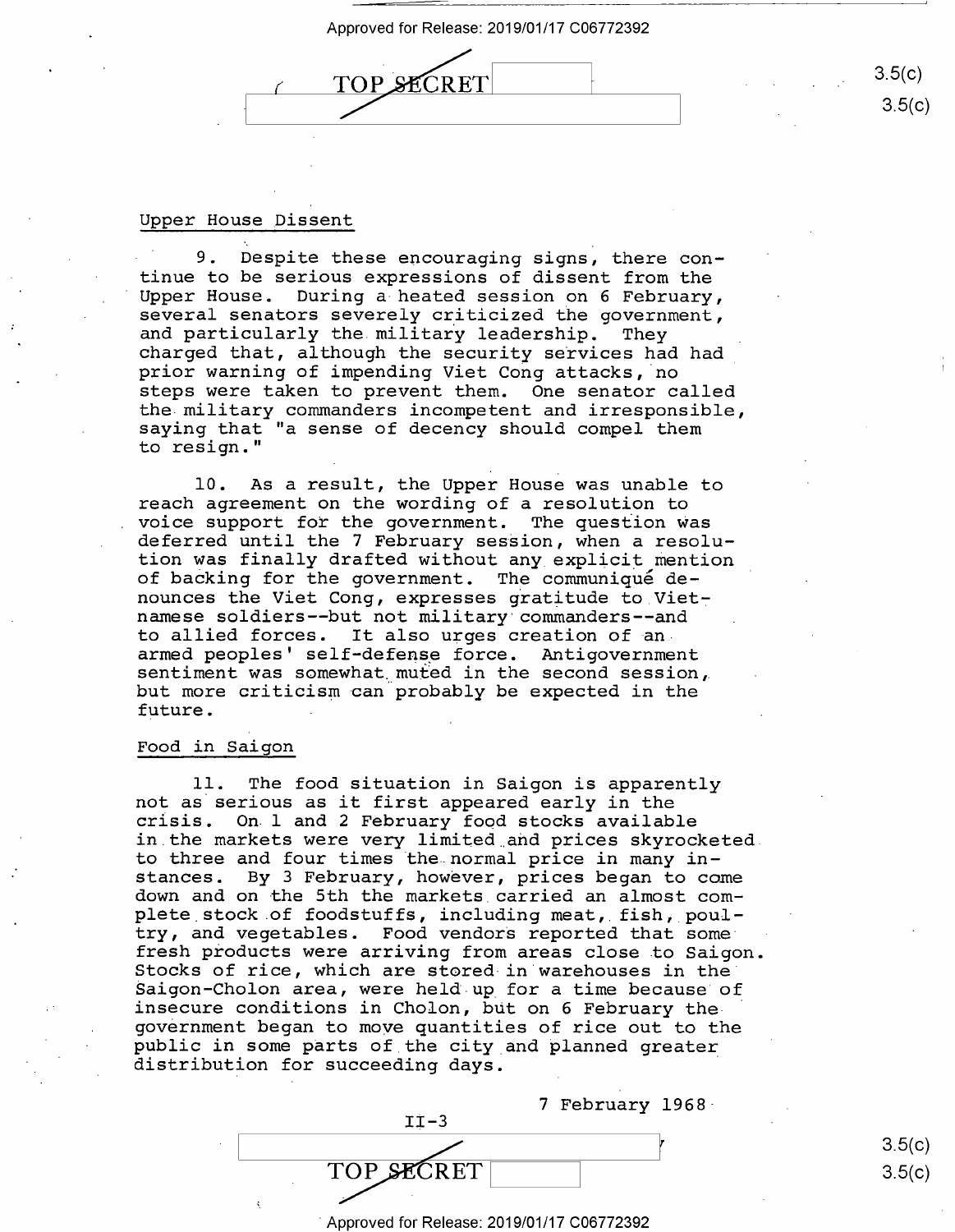### Upper House Dissent

9. Despite these encouraging signs, there continue to be serious expressions of dissent from the Upper House. During a heated session on 6 February, several senators severely criticized the government, and particularly the military leadership. They charged that, although the security services had had prior warning of impending Viet Cong attacks, no steps were taken to prevent them. One senator called the military commanders incompetent and irresponsible, saying that "a sense of decency should compel them to resign."

10. As a result, the Upper House was unable to reach agreement on the wording of a resolution to voice support for the government. The question was deferred until the 7 February session, when a resolution was finally drafted without any explicit mention of backing for the government. The communiqué denounces the Viet Cong, expresses gratitude to Vietnamese soldiers--but not military commanders--and to allied forces. It also urges creation of an armed peoples' self-defense force. Antigovernment sentiment was somewhat muted in the second session, but more criticism can probably be expected in the future.

### Food in Saigon

11. The food situation in Saigon is apparently not as serious as it first appeared early in the crisis. On 1 and 2 February food stocks available in the markets were very limited and prices skyrocketed to three and four times the normal price in many instances. By 3 February, however, prices began to come down and on the 5th the markets carried an almost complete stock of foodstuffs, including meat, fish, poultry, and vegetables. Food vendors reported that some fresh products were arriving from areas close to Saigon. Stocks of rice, which are stored in warehouses in the Saigon-Cholon area, were held up for a time because of insecure conditions in Cholon, but on 6 February the government began to move quantities of rice out to the public in some parts of the city and planned greater distribution for succeeding days.

7 February 1968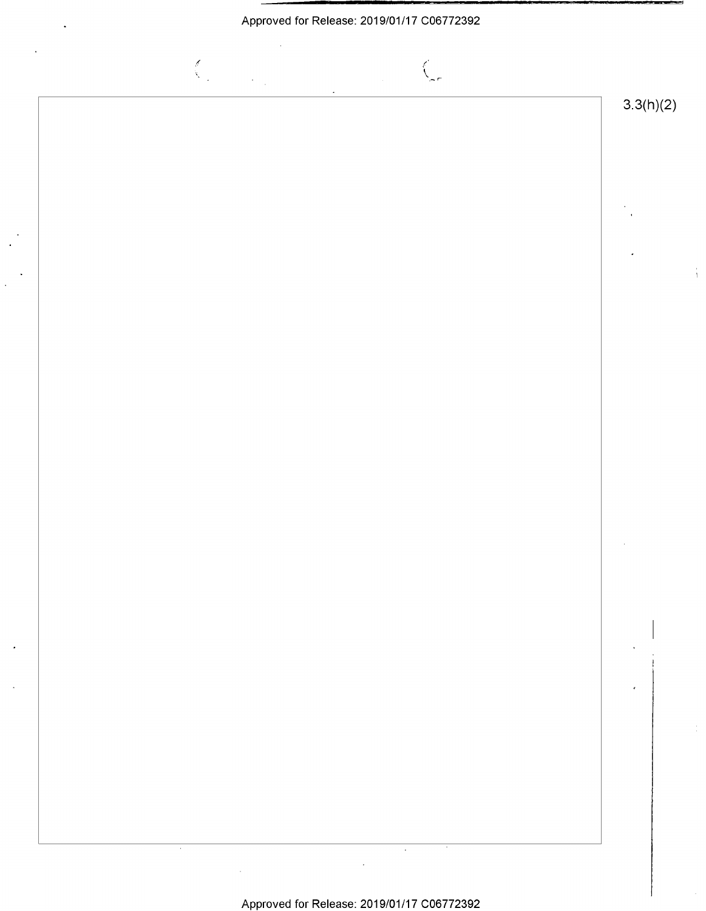3.3(h)(2)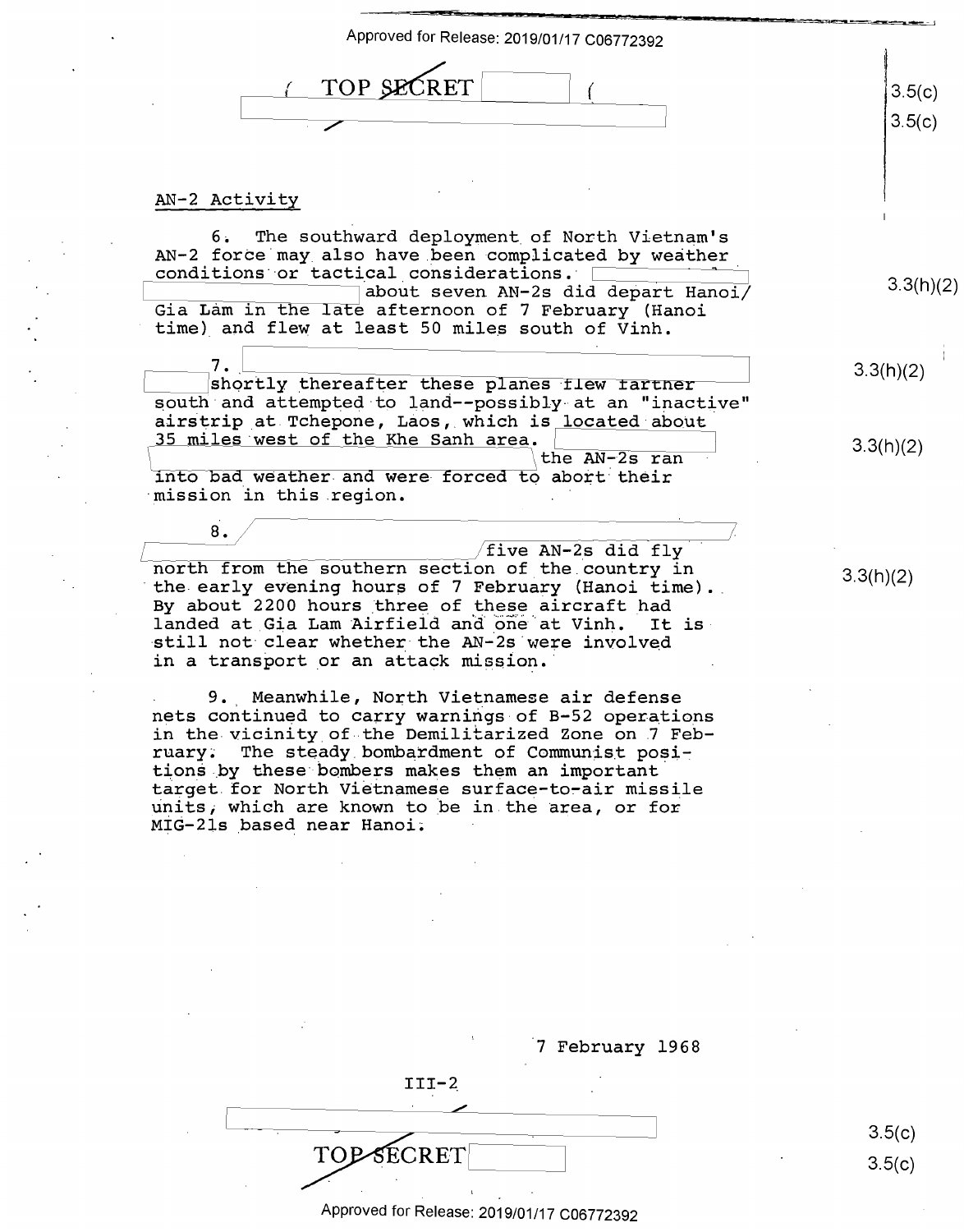## AN-2 Activity

6. The southward deployment of North Vietnam's AN-2 force may also have been complicated by weather conditions or tactical considerations. about seven AN-2s did depart Hanoi/Gia Lam in the late afternoon of 7 February (Hanoi time) and flew at least 50 miles south of Vinh.

7. shortly thereafter these planes flew farther south and attempted to land--possibly at an "inactive" airstrip at Tchepone, Laos, which is located about 35 miles west of the Khe Sanh area. the AN-2s ran into bad weather and were forced to abort their mission in this region.

8. five AN-2s did fly north from the southern section of the country in the early evening hours of 7 February (Hanoi time). By about 2200 hours three of these aircraft had landed at Gia Lam Airfield and one at Vinh. It is still not clear whether the AN-2s were involved in a transport or an attack mission.

9. Meanwhile, North Vietnamese air defense nets continued to carry warnings of B-52 operations in the vicinity of the Demilitarized Zone on 7 February. The steady bombardment of Communist positions by these bombers makes them an important target for North Vietnamese surface-to-air missile units, which are known to be in the area, or for MIG-21s based near Hanoi.

7 February 1968

III-2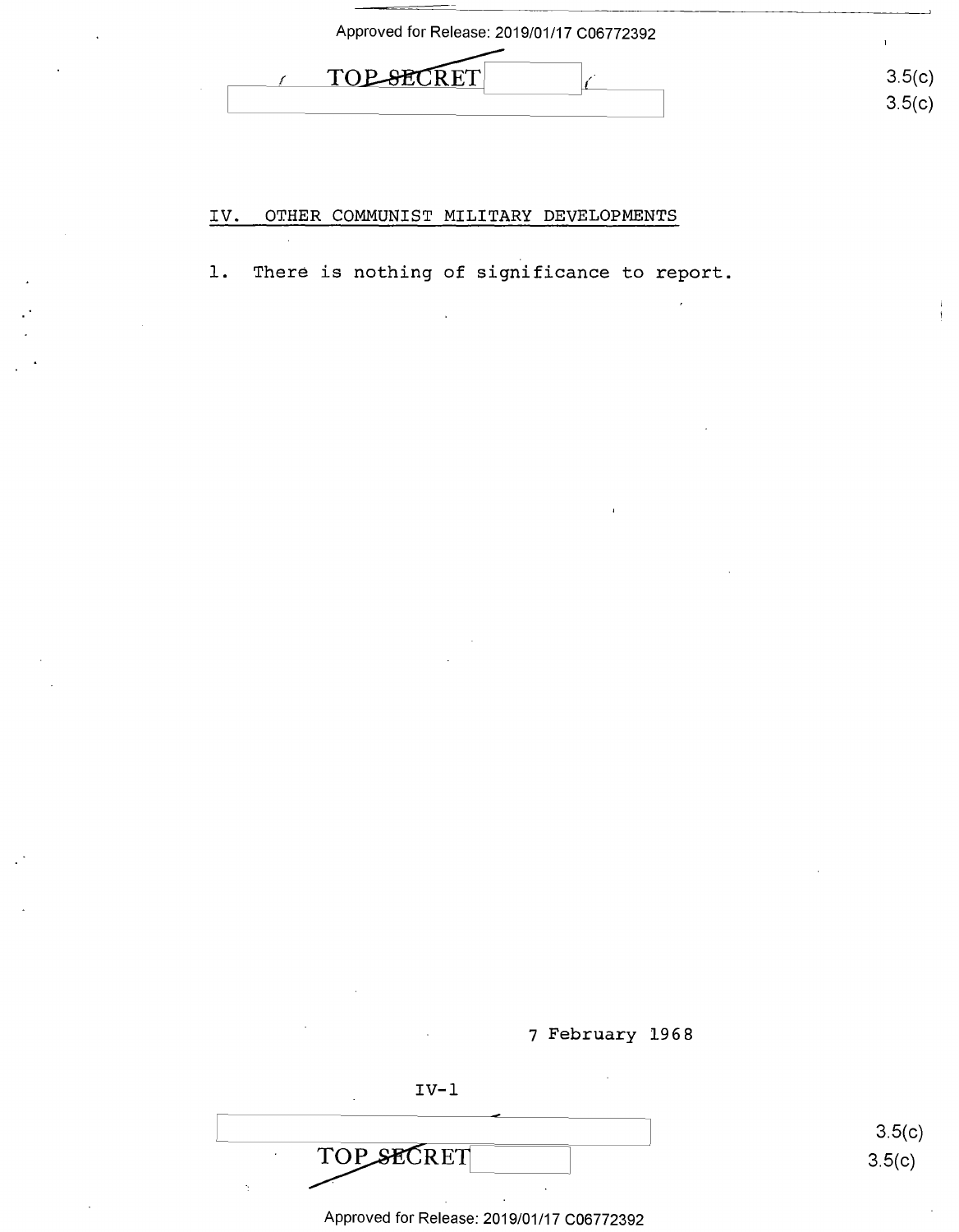## IV. OTHER COMMUNIST MILITARY DEVELOPMENTS

1. There is nothing of significance to report.

7 February 1968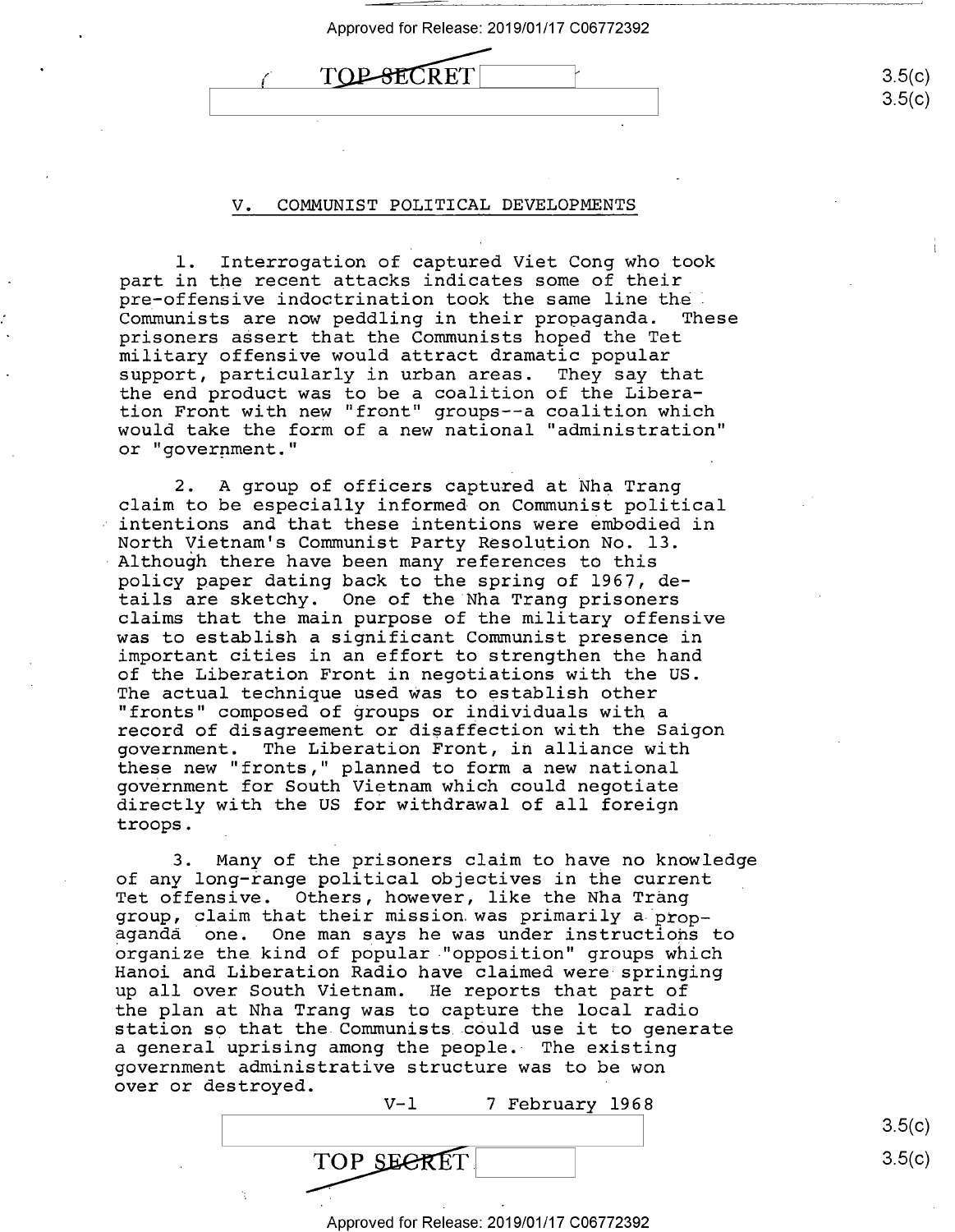## V. COMMUNIST POLITICAL DEVELOPMENTS

1. Interrogation of captured Viet Cong who took part in the recent attacks indicates some of their pre-offensive indoctrination took the same line the Communists are now peddling in their propaganda. These prisoners assert that the Communists hoped the Tet military offensive would attract dramatic popular support, particularly in urban areas. They say that the end product was to be a coalition of the Liberation Front with new "front" groups--a coalition which would take the form of a new national "administration" or "government."

2. A group of officers captured at Nha Trang claim to be especially informed on Communist political intentions and that these intentions were embodied in North Vietnam's Communist Party Resolution No. 13. Although there have been many references to this policy paper dating back to the spring of 1967, details are sketchy. One of the Nha Trang prisoners claims that the main purpose of the military offensive was to establish a significant Communist presence in important cities in an effort to strengthen the hand of the Liberation Front in negotiations with the US. The actual technique used was to establish other "fronts" composed of groups or individuals with a record of disagreement or disaffection with the Saigon government. The Liberation Front, in alliance with these new "fronts," planned to form a new national government for South Vietnam which could negotiate directly with the US for withdrawal of all foreign troops.

3. Many of the prisoners claim to have no knowledge of any long-range political objectives in the current Tet offensive. Others, however, like the Nha Trang group, claim that their mission was primarily a propaganda one. One man says he was under instructions to organize the kind of popular "opposition" groups which Hanoi and Liberation Radio have claimed were springing up all over South Vietnam. He reports that part of the plan at Nha Trang was to capture the local radio station so that the Communists could use it to generate a general uprising among the people. The existing government administrative structure was to be won over or destroyed.

V-1 7 February 1968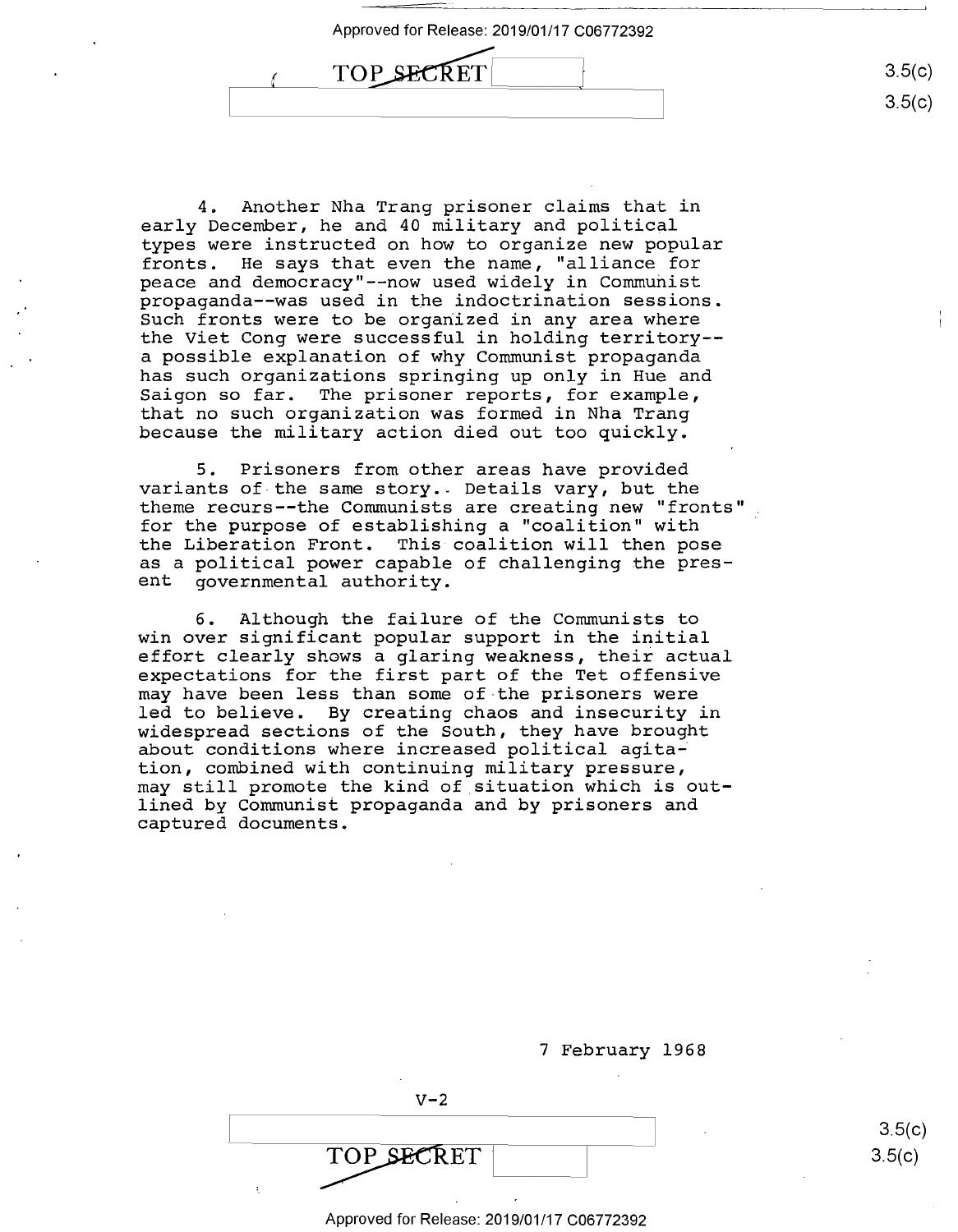4. Another Nha Trang prisoner claims that in early December, he and 40 military and political types were instructed on how to organize new popular fronts. He says that even the name, "alliance for peace and democracy"--now used widely in Communist propaganda--was used in the indoctrination sessions. Such fronts were to be organized in any area where the Viet Cong were successful in holding territory--a possible explanation of why Communist propaganda has such organizations springing up only in Hue and Saigon so far. The prisoner reports, for example, that no such organization was formed in Nha Trang because the military action died out too quickly.

5. Prisoners from other areas have provided variants of the same story. Details vary, but the theme recurs--the Communists are creating new "fronts" for the purpose of establishing a "coalition" with the Liberation Front. This coalition will then pose as a political power capable of challenging the present governmental authority.

6. Although the failure of the Communists to win over significant popular support in the initial effort clearly shows a glaring weakness, their actual expectations for the first part of the Tet offensive may have been less than some of the prisoners were led to believe. By creating chaos and insecurity in widespread sections of the South, they have brought about conditions where increased political agitation, combined with continuing military pressure, may still promote the kind of situation which is outlined by Communist propaganda and by prisoners and captured documents.

7 February 1968

V-2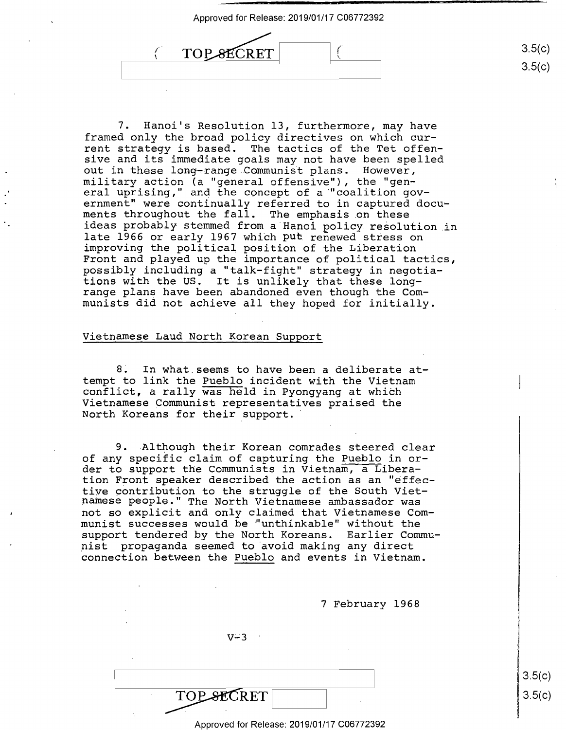7. Hanoi's Resolution 13, furthermore, may have framed only the broad policy directives on which current strategy is based. The tactics of the Tet offensive and its immediate goals may not have been spelled out in these long-range Communist plans. However, military action (a "general offensive"), the "general uprising," and the concept of a "coalition government" were continually referred to in captured documents throughout the fall. The emphasis on these ideas probably stemmed from a Hanoi policy resolution in late 1966 or early 1967 which put renewed stress on improving the political position of the Liberation Front and played up the importance of political tactics, possibly including a "talk-fight" strategy in negotiations with the US. It is unlikely that these long-range plans have been abandoned even though the Communists did not achieve all they hoped for initially.

Vietnamese Laud North Korean Support

8. In what seems to have been a deliberate attempt to link the Pueblo incident with the Vietnam conflict, a rally was held in Pyongyang at which Vietnamese Communist representatives praised the North Koreans for their support.

9. Although their Korean comrades steered clear of any specific claim of capturing the Pueblo in order to support the Communists in Vietnam, a Liberation Front speaker described the action as an "effective contribution to the struggle of the South Vietnamese people." The North Vietnamese ambassador was not so explicit and only claimed that Vietnamese Communist successes would be "unthinkable" without the support tendered by the North Koreans. Earlier Communist propaganda seemed to avoid making any direct connection between the Pueblo and events in Vietnam.

7 February 1968

V-3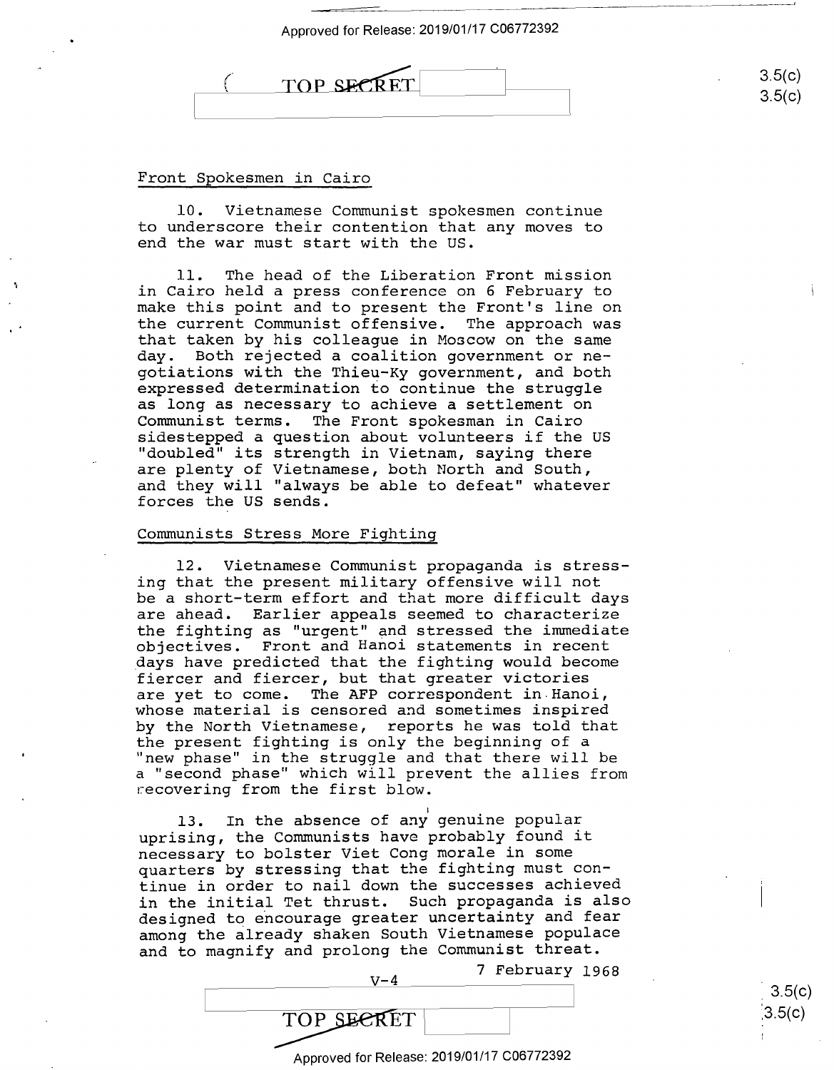## Front Spokesmen in Cairo

10. Vietnamese Communist spokesmen continue to underscore their contention that any moves to end the war must start with the US.

11. The head of the Liberation Front mission in Cairo held a press conference on 6 February to make this point and to present the Front's line on the current Communist offensive. The approach was that taken by his colleague in Moscow on the same day. Both rejected a coalition government or negotiations with the Thieu-Ky government, and both expressed determination to continue the struggle as long as necessary to achieve a settlement on Communist terms. The Front spokesman in Cairo sidestepped a question about volunteers if the US "doubled" its strength in Vietnam, saying there are plenty of Vietnamese, both North and South, and they will "always be able to defeat" whatever forces the US sends.

## Communists Stress More Fighting

12. Vietnamese Communist propaganda is stressing that the present military offensive will not be a short-term effort and that more difficult days are ahead. Earlier appeals seemed to characterize the fighting as "urgent" and stressed the immediate objectives. Front and Hanoi statements in recent days have predicted that the fighting would become fiercer and fiercer, but that greater victories are yet to come. The AFP correspondent in Hanoi, whose material is censored and sometimes inspired by the North Vietnamese, reports he was told that the present fighting is only the beginning of a "new phase" in the struggle and that there will be a "second phase" which will prevent the allies from recovering from the first blow.

13. In the absence of any genuine popular uprising, the Communists have probably found it necessary to bolster Viet Cong morale in some quarters by stressing that the fighting must continue in order to nail down the successes achieved in the initial Tet thrust. Such propaganda is also designed to encourage greater uncertainty and fear among the already shaken South Vietnamese populace and to magnify and prolong the Communist threat.

7 February 1968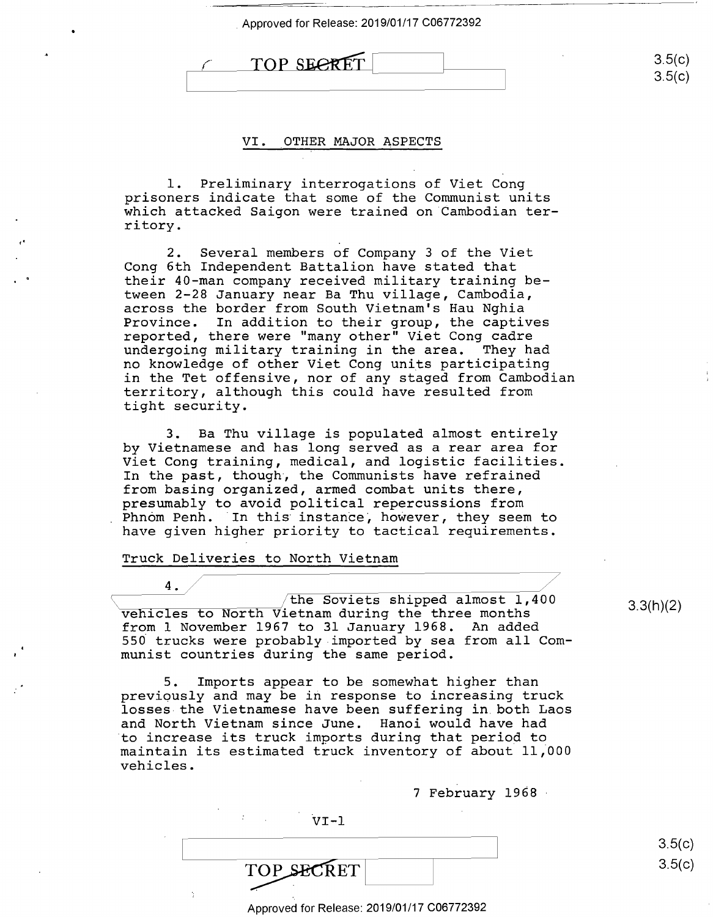TOP SECRET

## VI. OTHER MAJOR ASPECTS

1. Preliminary interrogations of Viet Cong prisoners indicate that some of the Communist units which attacked Saigon were trained on Cambodian territory.

2. Several members of Company 3 of the Viet Cong 6th Independent Battalion have stated that their 40-man company received military training between 2-28 January near Ba Thu village, Cambodia, across the border from South Vietnam's Hau Nghia Province. In addition to their group, the captives reported, there were "many other" Viet Cong cadre undergoing military training in the area. They had no knowledge of other Viet Cong units participating in the Tet offensive, nor of any staged from Cambodian territory, although this could have resulted from tight security.

3. Ba Thu village is populated almost entirely by Vietnamese and has long served as a rear area for Viet Cong training, medical, and logistic facilities. In the past, though, the Communists have refrained from basing organized, armed combat units there, presumably to avoid political repercussions from Phnom Penh. In this instance, however, they seem to have given higher priority to tactical requirements.

### Truck Deliveries to North Vietnam

4. [redacted] the Soviets shipped almost 1,400 vehicles to North Vietnam during the three months from 1 November 1967 to 31 January 1968. An added 550 trucks were probably imported by sea from all Communist countries during the same period.

5. Imports appear to be somewhat higher than previously and may be in response to increasing truck losses the Vietnamese have been suffering in both Laos and North Vietnam since June. Hanoi would have had to increase its truck imports during that period to maintain its estimated truck inventory of about 11,000 vehicles.

7 February 1968

VI-1

TOP SECRET